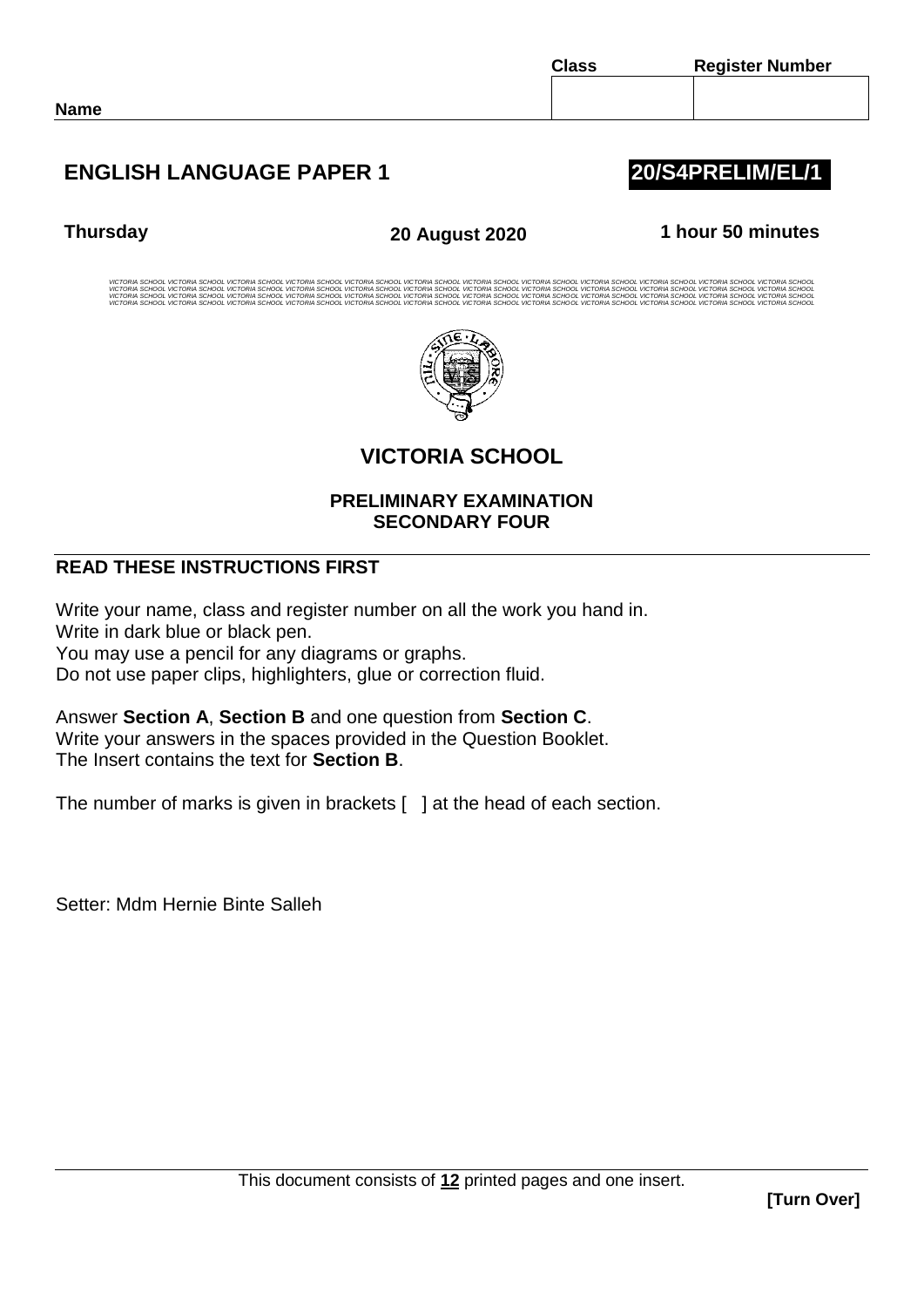| | Class | Register Number |
|---|---|---|
| Name | | |

## ENGLISH LANGUAGE PAPER 1

**20/S4PRELIM/EL/1**

**Thursday** **20 August 2020** **1 hour 50 minutes**

VICTORIA SCHOOL VICTORIA SCHOOL VICTORIA SCHOOL VICTORIA SCHOOL VICTORIA SCHOOL VICTORIA SCHOOL VICTORIA SCHOOL VICTORIA SCHOOL VICTORIA SCHOOL VICTORIA SCHOOL VICTORIA SCHOOL VICTORIA SCHOOL VICTORIA SCHOOL VICTORIA SCHOOL
VICTORIA SCHOOL VICTORIA SCHOOL VICTORIA SCHOOL VICTORIA SCHOOL VICTORIA SCHOOL VICTORIA SCHOOL VICTORIA SCHOOL VICTORIA SCHOOL VICTORIA SCHOOL VICTORIA SCHOOL VICTORIA SCHOOL VICTORIA SCHOOL VICTORIA SCHOOL VICTORIA SCHOOL
VICTORIA SCHOOL VICTORIA SCHOOL VICTORIA SCHOOL VICTORIA SCHOOL VICTORIA SCHOOL VICTORIA SCHOOL VICTORIA SCHOOL VICTORIA SCHOOL VICTORIA SCHOOL VICTORIA SCHOOL VICTORIA SCHOOL VICTORIA SCHOOL VICTORIA SCHOOL VICTORIA SCHOOL
VICTORIA SCHOOL VICTORIA SCHOOL VICTORIA SCHOOL VICTORIA SCHOOL VICTORIA SCHOOL VICTORIA SCHOOL VICTORIA SCHOOL VICTORIA SCHOOL VICTORIA SCHOOL VICTORIA SCHOOL VICTORIA SCHOOL VICTORIA SCHOOL VICTORIA SCHOOL VICTORIA SCHOOL

NIL SINE LABORE

## VICTORIA SCHOOL

**PRELIMINARY EXAMINATION**
**SECONDARY FOUR**

### READ THESE INSTRUCTIONS FIRST

Write your name, class and register number on all the work you hand in.
Write in dark blue or black pen.
You may use a pencil for any diagrams or graphs.
Do not use paper clips, highlighters, glue or correction fluid.

Answer **Section A**, **Section B** and one question from **Section C**.
Write your answers in the spaces provided in the Question Booklet.
The Insert contains the text for **Section B**.

The number of marks is given in brackets [ ] at the head of each section.

Setter: Mdm Hernie Binte Salleh

This document consists of **12** printed pages and one insert.

**[Turn Over]**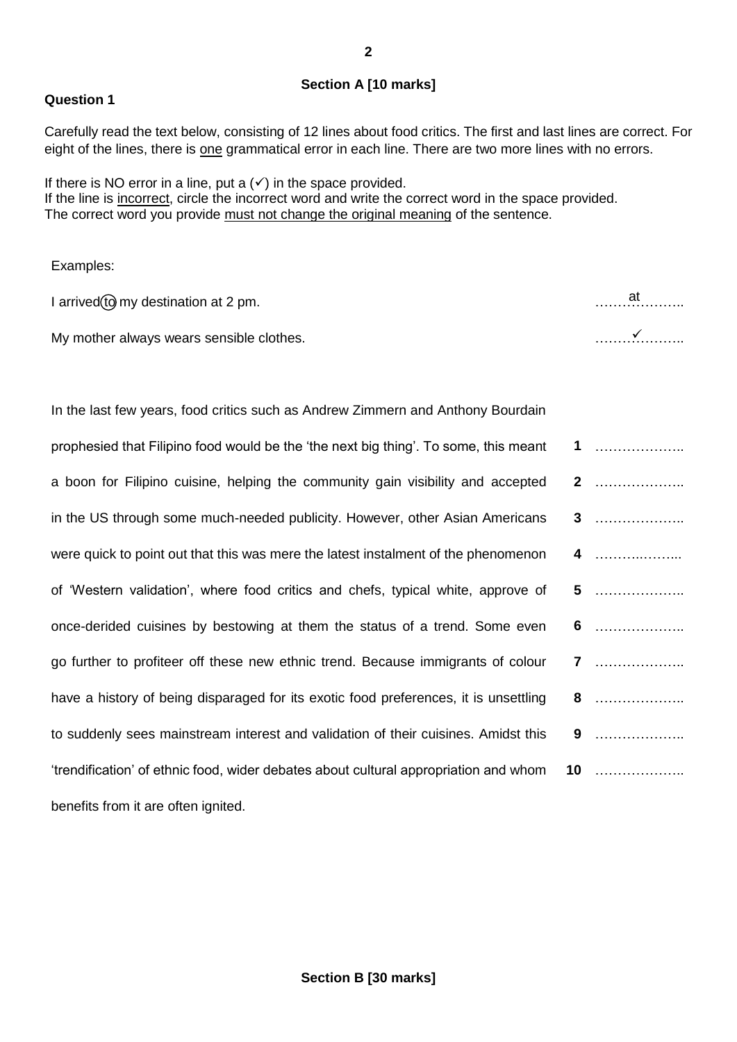## Section A [10 marks]

**Question 1**

Carefully read the text below, consisting of 12 lines about food critics. The first and last lines are correct. For eight of the lines, there is one grammatical error in each line. There are two more lines with no errors.

If there is NO error in a line, put a (✓) in the space provided.
If the line is incorrect, circle the incorrect word and write the correct word in the space provided.
The correct word you provide must not change the original meaning of the sentence.

Examples:

| | |
|---|---|
| I arrived (to) my destination at 2 pm. | ……at…….. |
| My mother always wears sensible clothes. | ……✓…….. |

| | | |
|---|---|---|
| In the last few years, food critics such as Andrew Zimmern and Anthony Bourdain | | |
| prophesied that Filipino food would be the 'the next big thing'. To some, this meant | **1** | ……………….. |
| a boon for Filipino cuisine, helping the community gain visibility and accepted | **2** | ……………….. |
| in the US through some much-needed publicity. However, other Asian Americans | **3** | ……………….. |
| were quick to point out that this was mere the latest instalment of the phenomenon | **4** | ……………….. |
| of 'Western validation', where food critics and chefs, typical white, approve of | **5** | ……………….. |
| once-derided cuisines by bestowing at them the status of a trend. Some even | **6** | ……………….. |
| go further to profiteer off these new ethnic trend. Because immigrants of colour | **7** | ……………….. |
| have a history of being disparaged for its exotic food preferences, it is unsettling | **8** | ……………….. |
| to suddenly sees mainstream interest and validation of their cuisines. Amidst this | **9** | ……………….. |
| 'trendification' of ethnic food, wider debates about cultural appropriation and whom | **10** | ……………….. |
| benefits from it are often ignited. | | |

## Section B [30 marks]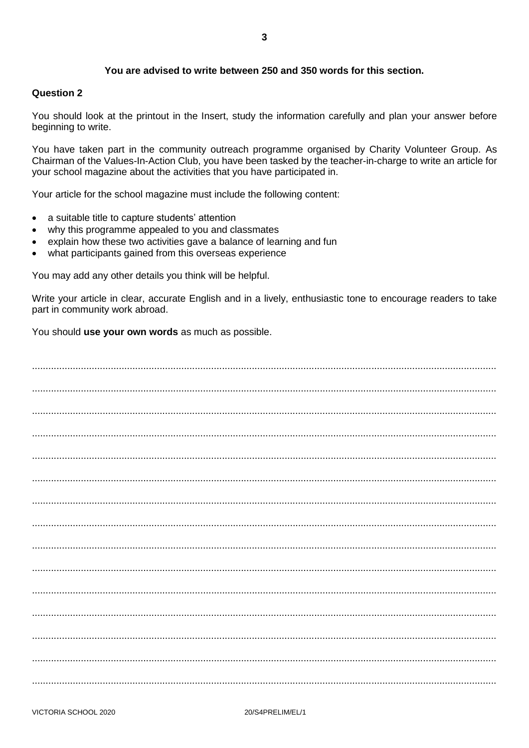**You are advised to write between 250 and 350 words for this section.**

**Question 2**

You should look at the printout in the Insert, study the information carefully and plan your answer before beginning to write.

You have taken part in the community outreach programme organised by Charity Volunteer Group. As Chairman of the Values-In-Action Club, you have been tasked by the teacher-in-charge to write an article for your school magazine about the activities that you have participated in.

Your article for the school magazine must include the following content:

- a suitable title to capture students' attention
- why this programme appealed to you and classmates
- explain how these two activities gave a balance of learning and fun
- what participants gained from this overseas experience

You may add any other details you think will be helpful.

Write your article in clear, accurate English and in a lively, enthusiastic tone to encourage readers to take part in community work abroad.

You should **use your own words** as much as possible.

..........................................................................................................................................................

..........................................................................................................................................................

..........................................................................................................................................................

..........................................................................................................................................................

..........................................................................................................................................................

..........................................................................................................................................................

..........................................................................................................................................................

..........................................................................................................................................................

..........................................................................................................................................................

..........................................................................................................................................................

..........................................................................................................................................................

..........................................................................................................................................................

..........................................................................................................................................................

..........................................................................................................................................................

..........................................................................................................................................................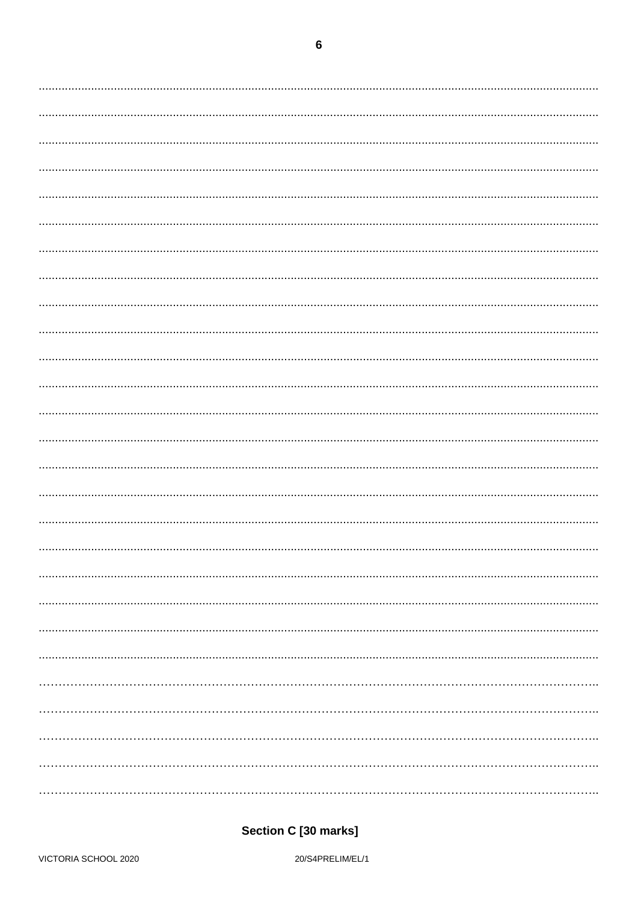## Section C [30 marks]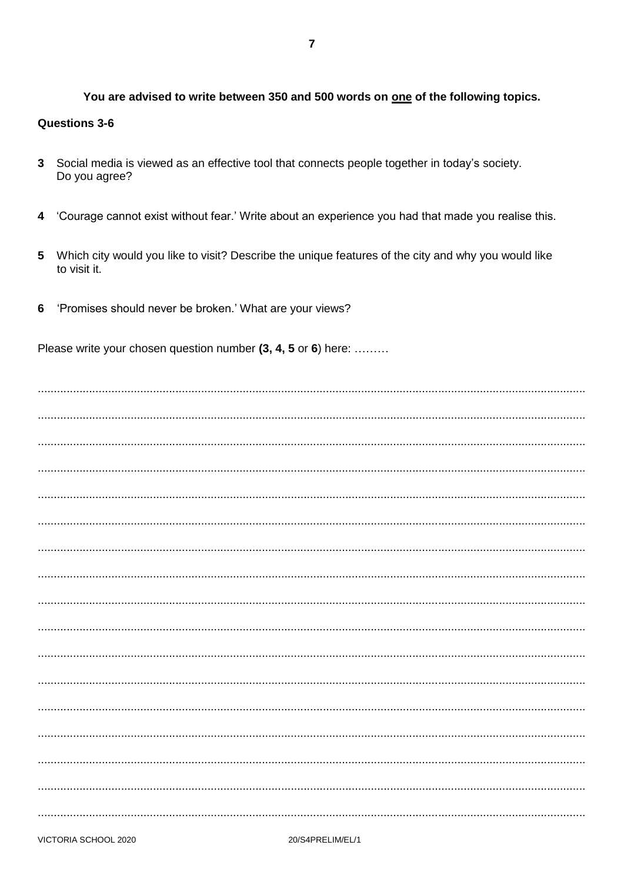**You are advised to write between 350 and 500 words on <u>one</u> of the following topics.**

**Questions 3-6**

**3** Social media is viewed as an effective tool that connects people together in today's society. Do you agree?

**4** 'Courage cannot exist without fear.' Write about an experience you had that made you realise this.

**5** Which city would you like to visit? Describe the unique features of the city and why you would like to visit it.

**6** 'Promises should never be broken.' What are your views?

Please write your chosen question number **(3, 4, 5** or **6**) here: .........

..........................................................................................................................................................

..........................................................................................................................................................

..........................................................................................................................................................

..........................................................................................................................................................

..........................................................................................................................................................

..........................................................................................................................................................

..........................................................................................................................................................

..........................................................................................................................................................

..........................................................................................................................................................

..........................................................................................................................................................

..........................................................................................................................................................

..........................................................................................................................................................

..........................................................................................................................................................

..........................................................................................................................................................

..........................................................................................................................................................

..........................................................................................................................................................

..........................................................................................................................................................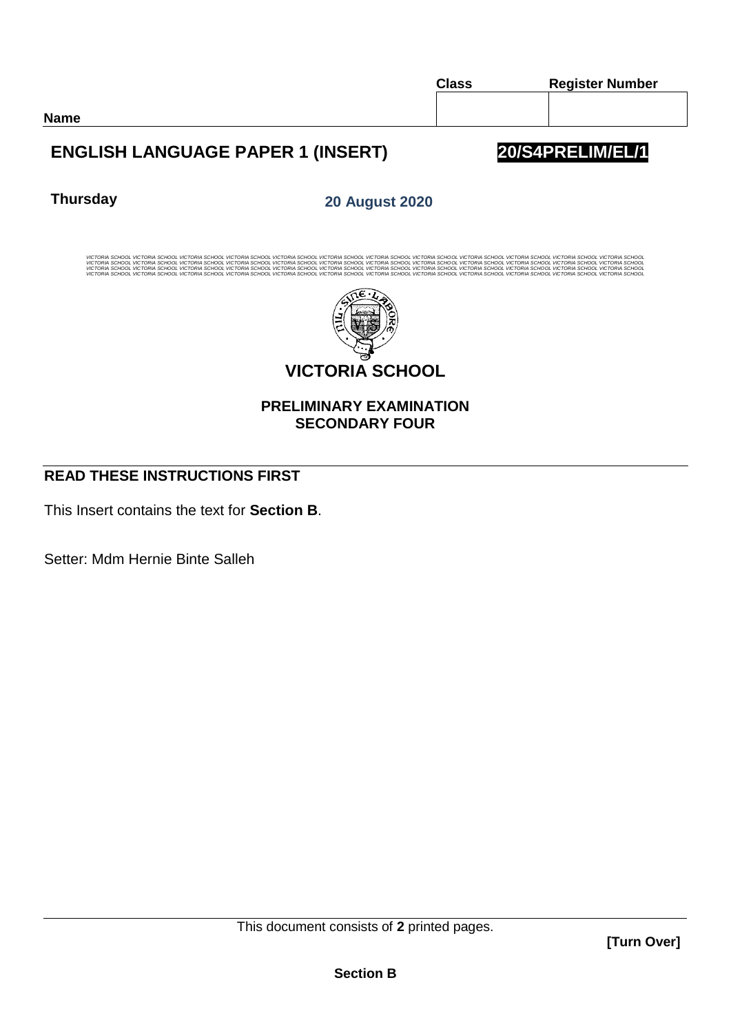| | Class | Register Number |
|---|---|---|
| **Name** | | |

## ENGLISH LANGUAGE PAPER 1 (INSERT)

**20/S4PRELIM/EL/1**

**Thursday** **20 August 2020**

# VICTORIA SCHOOL

**PRELIMINARY EXAMINATION**
**SECONDARY FOUR**

### READ THESE INSTRUCTIONS FIRST

This Insert contains the text for **Section B**.

Setter: Mdm Hernie Binte Salleh

This document consists of **2** printed pages.

**[Turn Over]**

**Section B**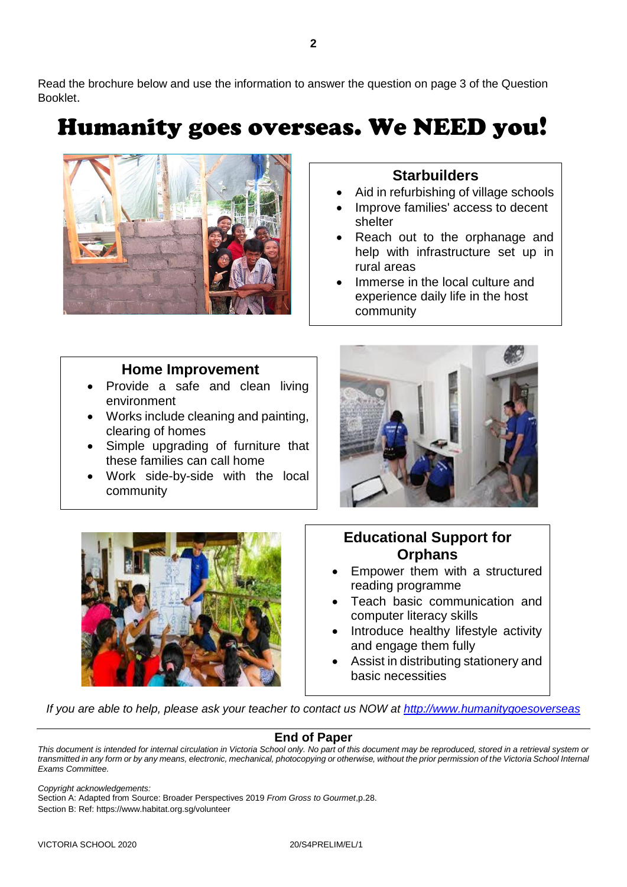Read the brochure below and use the information to answer the question on page 3 of the Question Booklet.

# Humanity goes overseas. We NEED you!

### Starbuilders

- Aid in refurbishing of village schools
- Improve families' access to decent shelter
- Reach out to the orphanage and help with infrastructure set up in rural areas
- Immerse in the local culture and experience daily life in the host community

### Home Improvement

- Provide a safe and clean living environment
- Works include cleaning and painting, clearing of homes
- Simple upgrading of furniture that these families can call home
- Work side-by-side with the local community

### Educational Support for Orphans

- Empower them with a structured reading programme
- Teach basic communication and computer literacy skills
- Introduce healthy lifestyle activity and engage them fully
- Assist in distributing stationery and basic necessities

*If you are able to help, please ask your teacher to contact us NOW at http://www.humanitygoesoverseas*

---

**End of Paper**

*This document is intended for internal circulation in Victoria School only. No part of this document may be reproduced, stored in a retrieval system or transmitted in any form or by any means, electronic, mechanical, photocopying or otherwise, without the prior permission of the Victoria School Internal Exams Committee.*

*Copyright acknowledgements:*
Section A: Adapted from Source: Broader Perspectives 2019 *From Gross to Gourmet*,p.28.
Section B: Ref: https://www.habitat.org.sg/volunteer